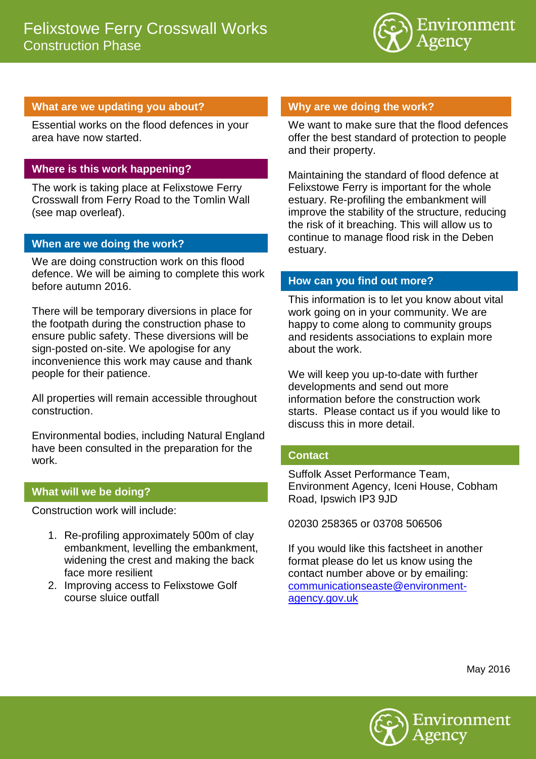# Felixstowe Ferry Crosswall Works

## Construction Phase

### What are we updating you about?

Essential works on the flood defences in your area have now started.

### Where is this work happening?

The work is taking place at Felixstowe Ferry Crosswall from Ferry Road to the Tomlin Wall (see map overleaf).

### When are we doing the work?

We are doing construction work on this flood defence. We will be aiming to complete this work before autumn 2016.

There will be temporary diversions in place for the footpath during the construction phase to ensure public safety. These diversions will be sign-posted on-site. We apologise for any inconvenience this work may cause and thank people for their patience.

All properties will remain accessible throughout construction.

Environmental bodies, including Natural England have been consulted in the preparation for the work.

### What will we be doing?

Construction work will include:

1. Re-profiling approximately 500m of clay embankment, levelling the embankment, widening the crest and making the back face more resilient
2. Improving access to Felixstowe Golf course sluice outfall

### Why are we doing the work?

We want to make sure that the flood defences offer the best standard of protection to people and their property.

Maintaining the standard of flood defence at Felixstowe Ferry is important for the whole estuary. Re-profiling the embankment will improve the stability of the structure, reducing the risk of it breaching. This will allow us to continue to manage flood risk in the Deben estuary.

### How can you find out more?

This information is to let you know about vital work going on in your community. We are happy to come along to community groups and residents associations to explain more about the work.

We will keep you up-to-date with further developments and send out more information before the construction work starts. Please contact us if you would like to discuss this in more detail.

### Contact

Suffolk Asset Performance Team, Environment Agency, Iceni House, Cobham Road, Ipswich IP3 9JD

02030 258365 or 03708 506506

If you would like this factsheet in another format please do let us know using the contact number above or by emailing: communicationseaste@environment-agency.gov.uk

May 2016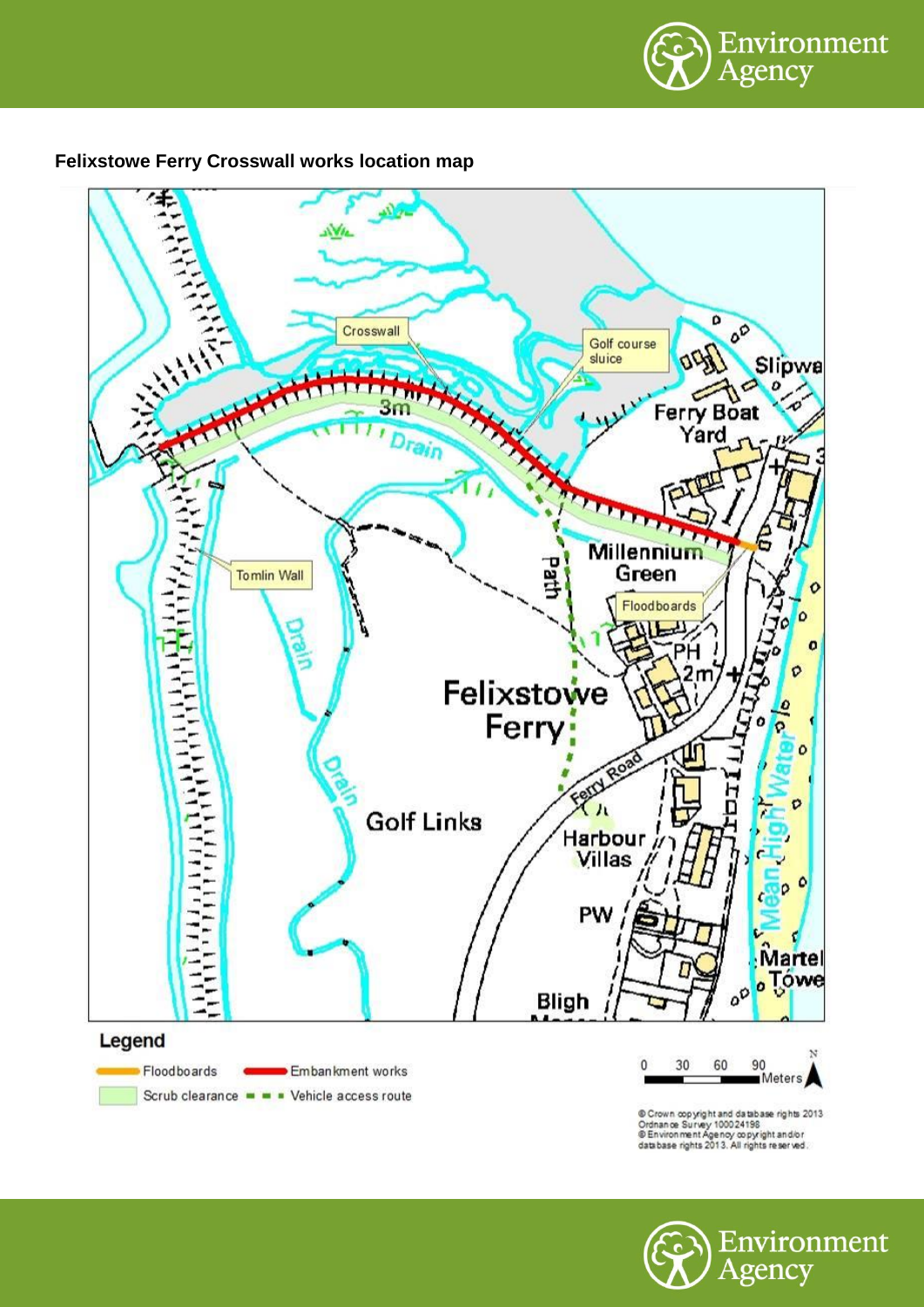**Felixstowe Ferry Crosswall works location map**

Crosswall

Golf course sluice

Slipwa

Ferry Boat Yard

3m

Drain

Millennium Green

Floodboards

Tomlin Wall

Drain

Path

PH

2m

Felixstowe Ferry

Drain

Ferry Road

Golf Links

Harbour Villas

Mean High Water

PW

Martel Towe

Bligh

Legend

Floodboards

Embankment works

Scrub clearance

Vehicle access route

0 30 60 90 Meters

N

© Crown copyright and database rights 2013 Ordnance Survey 100024198
© Environment Agency copyright and/or database rights 2013. All rights reserved.